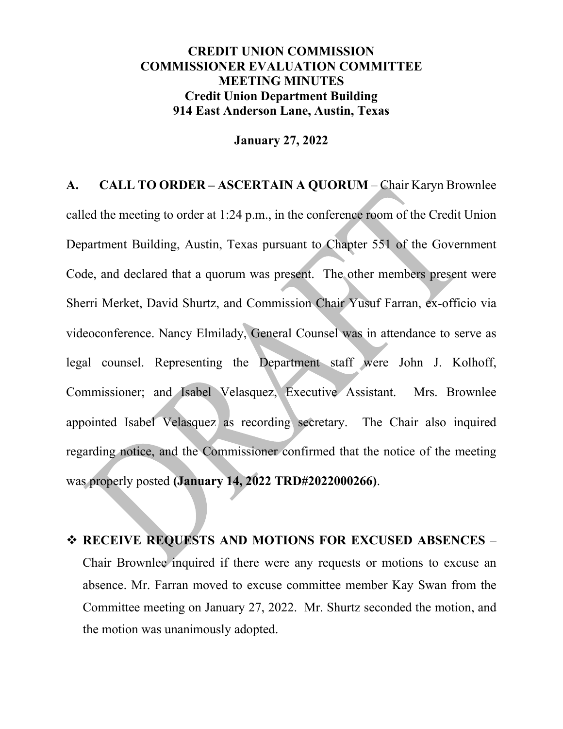# CREDIT UNION COMMISSION
# COMMISSIONER EVALUATION COMMITTEE
# MEETING MINUTES
## Credit Union Department Building
## 914 East Anderson Lane, Austin, Texas

**January 27, 2022**

**A. CALL TO ORDER – ASCERTAIN A QUORUM** – Chair Karyn Brownlee called the meeting to order at 1:24 p.m., in the conference room of the Credit Union Department Building, Austin, Texas pursuant to Chapter 551 of the Government Code, and declared that a quorum was present. The other members present were Sherri Merket, David Shurtz, and Commission Chair Yusuf Farran, ex-officio via videoconference. Nancy Elmilady, General Counsel was in attendance to serve as legal counsel. Representing the Department staff were John J. Kolhoff, Commissioner; and Isabel Velasquez, Executive Assistant. Mrs. Brownlee appointed Isabel Velasquez as recording secretary. The Chair also inquired regarding notice, and the Commissioner confirmed that the notice of the meeting was properly posted **(January 14, 2022 TRD#2022000266)**.

- **RECEIVE REQUESTS AND MOTIONS FOR EXCUSED ABSENCES** – Chair Brownlee inquired if there were any requests or motions to excuse an absence. Mr. Farran moved to excuse committee member Kay Swan from the Committee meeting on January 27, 2022. Mr. Shurtz seconded the motion, and the motion was unanimously adopted.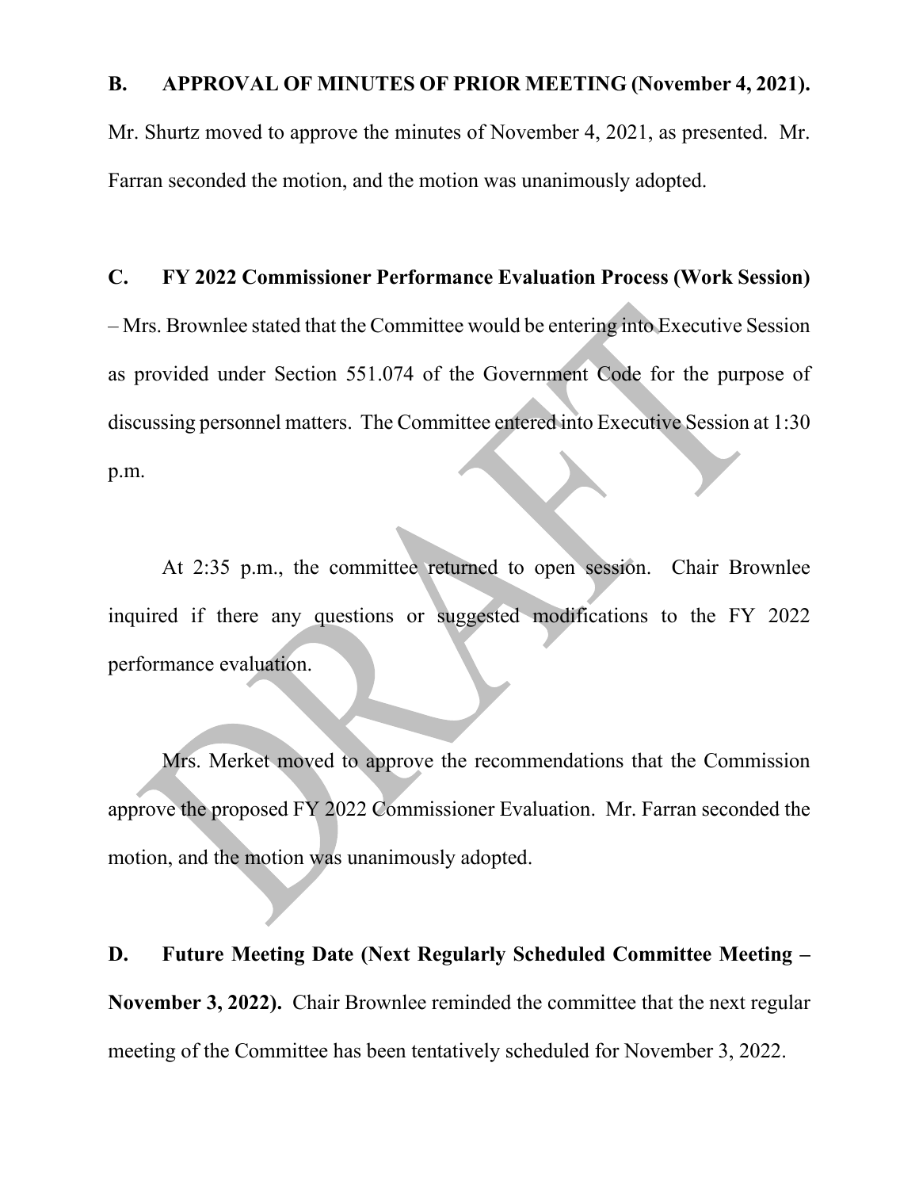**B. APPROVAL OF MINUTES OF PRIOR MEETING (November 4, 2021).** Mr. Shurtz moved to approve the minutes of November 4, 2021, as presented. Mr. Farran seconded the motion, and the motion was unanimously adopted.

**C. FY 2022 Commissioner Performance Evaluation Process (Work Session)** – Mrs. Brownlee stated that the Committee would be entering into Executive Session as provided under Section 551.074 of the Government Code for the purpose of discussing personnel matters. The Committee entered into Executive Session at 1:30 p.m.

At 2:35 p.m., the committee returned to open session. Chair Brownlee inquired if there any questions or suggested modifications to the FY 2022 performance evaluation.

Mrs. Merket moved to approve the recommendations that the Commission approve the proposed FY 2022 Commissioner Evaluation. Mr. Farran seconded the motion, and the motion was unanimously adopted.

**D. Future Meeting Date (Next Regularly Scheduled Committee Meeting – November 3, 2022).** Chair Brownlee reminded the committee that the next regular meeting of the Committee has been tentatively scheduled for November 3, 2022.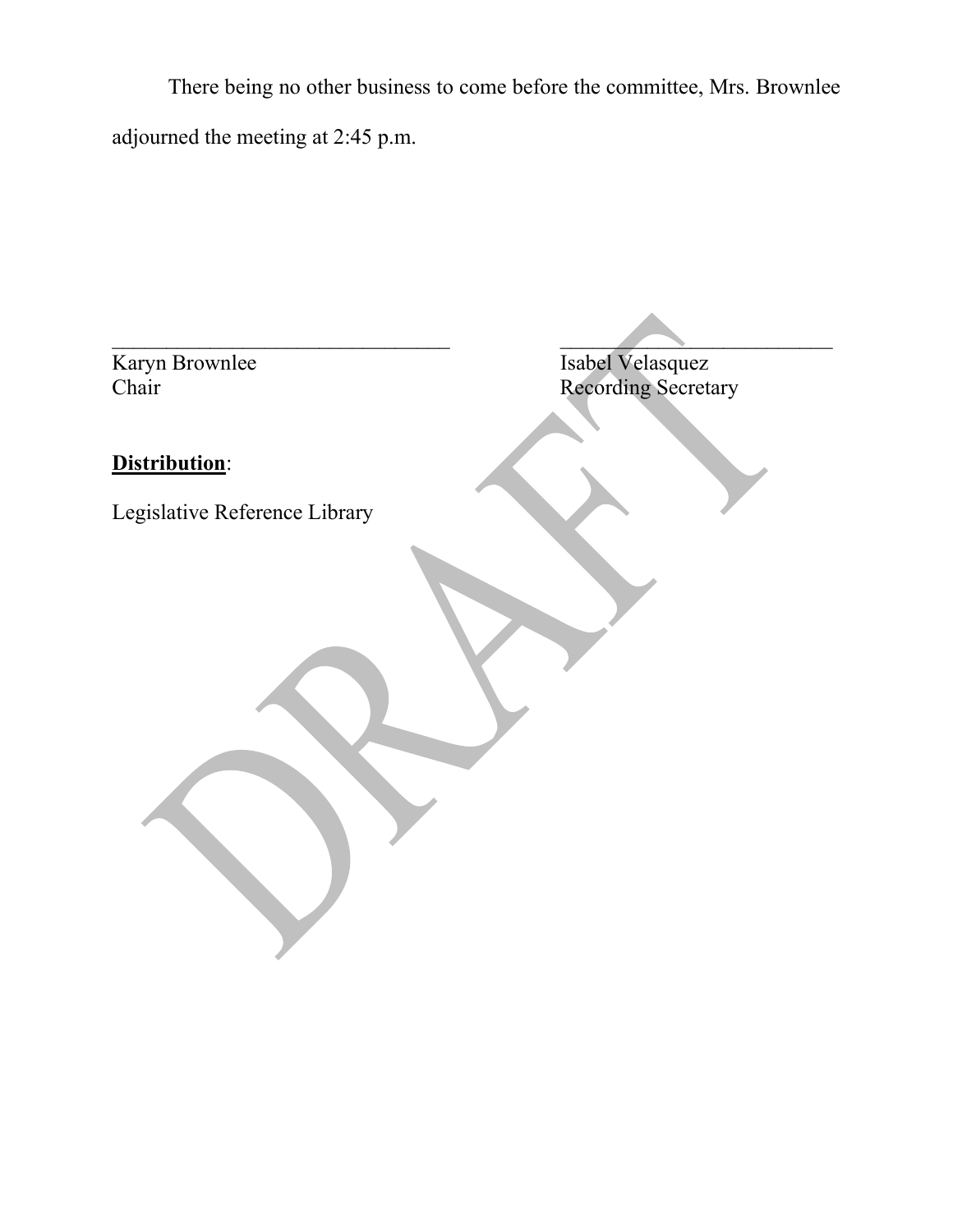There being no other business to come before the committee, Mrs. Brownlee adjourned the meeting at 2:45 p.m.

\_\_\_\_\_\_\_\_\_\_\_\_\_\_\_\_\_\_\_\_\_\_\_\_\_\_\_\_\_\_\_\_
Karyn Brownlee
Chair

\_\_\_\_\_\_\_\_\_\_\_\_\_\_\_\_\_\_\_\_\_\_\_\_\_\_\_\_\_\_\_\_
Isabel Velasquez
Recording Secretary

**Distribution**:

Legislative Reference Library

DRAFT